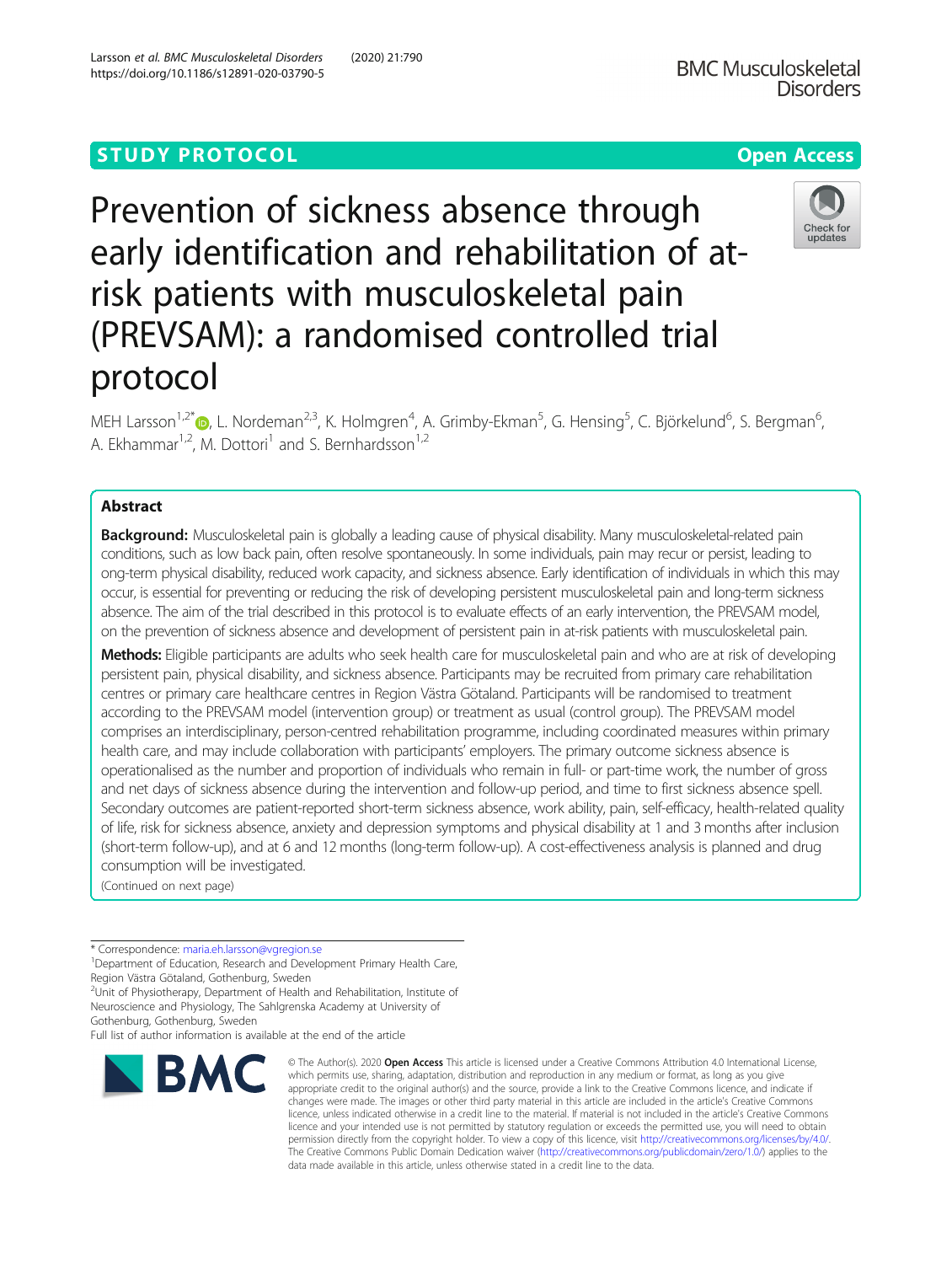STUDY PROTOCOL

Open Access

# Prevention of sickness absence through early identification and rehabilitation of at-risk patients with musculoskeletal pain (PREVSAM): a randomised controlled trial protocol

MEH Larsson[1,2*], L. Nordeman[2,3], K. Holmgren[4], A. Grimby-Ekman[5], G. Hensing[5], C. Björkelund[6], S. Bergman[6], A. Ekhammar[1,2], M. Dottori[1] and S. Bernhardsson[1,2]

## Abstract

**Background:** Musculoskeletal pain is globally a leading cause of physical disability. Many musculoskeletal-related pain conditions, such as low back pain, often resolve spontaneously. In some individuals, pain may recur or persist, leading to ong-term physical disability, reduced work capacity, and sickness absence. Early identification of individuals in which this may occur, is essential for preventing or reducing the risk of developing persistent musculoskeletal pain and long-term sickness absence. The aim of the trial described in this protocol is to evaluate effects of an early intervention, the PREVSAM model, on the prevention of sickness absence and development of persistent pain in at-risk patients with musculoskeletal pain.

**Methods:** Eligible participants are adults who seek health care for musculoskeletal pain and who are at risk of developing persistent pain, physical disability, and sickness absence. Participants may be recruited from primary care rehabilitation centres or primary care healthcare centres in Region Västra Götaland. Participants will be randomised to treatment according to the PREVSAM model (intervention group) or treatment as usual (control group). The PREVSAM model comprises an interdisciplinary, person-centred rehabilitation programme, including coordinated measures within primary health care, and may include collaboration with participants' employers. The primary outcome sickness absence is operationalised as the number and proportion of individuals who remain in full- or part-time work, the number of gross and net days of sickness absence during the intervention and follow-up period, and time to first sickness absence spell. Secondary outcomes are patient-reported short-term sickness absence, work ability, pain, self-efficacy, health-related quality of life, risk for sickness absence, anxiety and depression symptoms and physical disability at 1 and 3 months after inclusion (short-term follow-up), and at 6 and 12 months (long-term follow-up). A cost-effectiveness analysis is planned and drug consumption will be investigated.

(Continued on next page)

* Correspondence: maria.eh.larsson@vgregion.se

[1]Department of Education, Research and Development Primary Health Care, Region Västra Götaland, Gothenburg, Sweden

[2]Unit of Physiotherapy, Department of Health and Rehabilitation, Institute of Neuroscience and Physiology, The Sahlgrenska Academy at University of Gothenburg, Gothenburg, Sweden

Full list of author information is available at the end of the article

© The Author(s). 2020 **Open Access** This article is licensed under a Creative Commons Attribution 4.0 International License, which permits use, sharing, adaptation, distribution and reproduction in any medium or format, as long as you give appropriate credit to the original author(s) and the source, provide a link to the Creative Commons licence, and indicate if changes were made. The images or other third party material in this article are included in the article's Creative Commons licence, unless indicated otherwise in a credit line to the material. If material is not included in the article's Creative Commons licence and your intended use is not permitted by statutory regulation or exceeds the permitted use, you will need to obtain permission directly from the copyright holder. To view a copy of this licence, visit http://creativecommons.org/licenses/by/4.0/. The Creative Commons Public Domain Dedication waiver (http://creativecommons.org/publicdomain/zero/1.0/) applies to the data made available in this article, unless otherwise stated in a credit line to the data.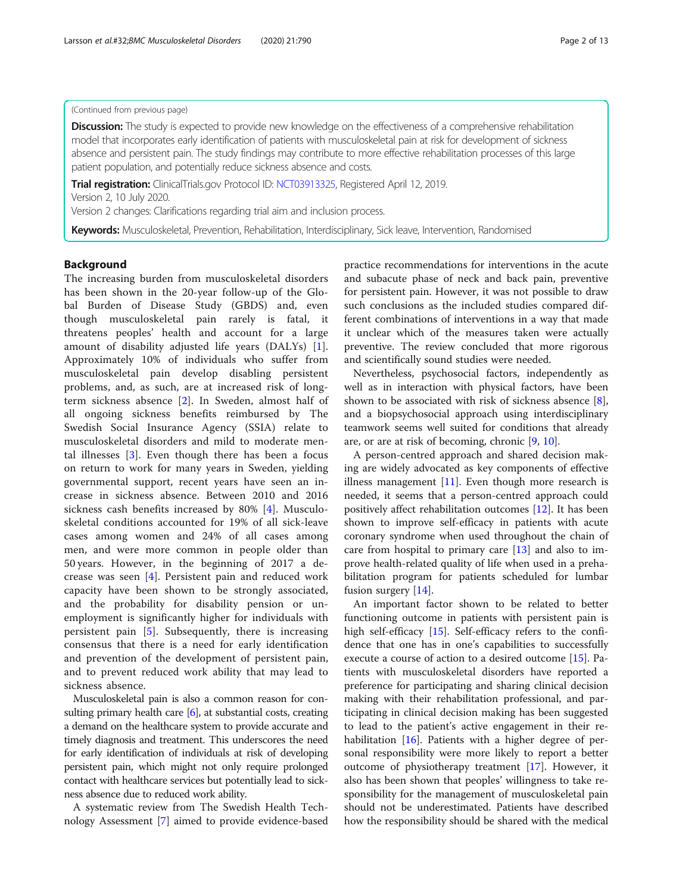(Continued from previous page)

**Discussion:** The study is expected to provide new knowledge on the effectiveness of a comprehensive rehabilitation model that incorporates early identification of patients with musculoskeletal pain at risk for development of sickness absence and persistent pain. The study findings may contribute to more effective rehabilitation processes of this large patient population, and potentially reduce sickness absence and costs.

**Trial registration:** ClinicalTrials.gov Protocol ID: NCT03913325, Registered April 12, 2019.
Version 2, 10 July 2020.
Version 2 changes: Clarifications regarding trial aim and inclusion process.

**Keywords:** Musculoskeletal, Prevention, Rehabilitation, Interdisciplinary, Sick leave, Intervention, Randomised

## Background

The increasing burden from musculoskeletal disorders has been shown in the 20-year follow-up of the Global Burden of Disease Study (GBDS) and, even though musculoskeletal pain rarely is fatal, it threatens peoples' health and account for a large amount of disability adjusted life years (DALYs) [1]. Approximately 10% of individuals who suffer from musculoskeletal pain develop disabling persistent problems, and, as such, are at increased risk of long-term sickness absence [2]. In Sweden, almost half of all ongoing sickness benefits reimbursed by The Swedish Social Insurance Agency (SSIA) relate to musculoskeletal disorders and mild to moderate mental illnesses [3]. Even though there has been a focus on return to work for many years in Sweden, yielding governmental support, recent years have seen an increase in sickness absence. Between 2010 and 2016 sickness cash benefits increased by 80% [4]. Musculoskeletal conditions accounted for 19% of all sick-leave cases among women and 24% of all cases among men, and were more common in people older than 50 years. However, in the beginning of 2017 a decrease was seen [4]. Persistent pain and reduced work capacity have been shown to be strongly associated, and the probability for disability pension or unemployment is significantly higher for individuals with persistent pain [5]. Subsequently, there is increasing consensus that there is a need for early identification and prevention of the development of persistent pain, and to prevent reduced work ability that may lead to sickness absence.

Musculoskeletal pain is also a common reason for consulting primary health care [6], at substantial costs, creating a demand on the healthcare system to provide accurate and timely diagnosis and treatment. This underscores the need for early identification of individuals at risk of developing persistent pain, which might not only require prolonged contact with healthcare services but potentially lead to sickness absence due to reduced work ability.

A systematic review from The Swedish Health Technology Assessment [7] aimed to provide evidence-based practice recommendations for interventions in the acute and subacute phase of neck and back pain, preventive for persistent pain. However, it was not possible to draw such conclusions as the included studies compared different combinations of interventions in a way that made it unclear which of the measures taken were actually preventive. The review concluded that more rigorous and scientifically sound studies were needed.

Nevertheless, psychosocial factors, independently as well as in interaction with physical factors, have been shown to be associated with risk of sickness absence [8], and a biopsychosocial approach using interdisciplinary teamwork seems well suited for conditions that already are, or are at risk of becoming, chronic [9, 10].

A person-centred approach and shared decision making are widely advocated as key components of effective illness management [11]. Even though more research is needed, it seems that a person-centred approach could positively affect rehabilitation outcomes [12]. It has been shown to improve self-efficacy in patients with acute coronary syndrome when used throughout the chain of care from hospital to primary care [13] and also to improve health-related quality of life when used in a prehabilitation program for patients scheduled for lumbar fusion surgery [14].

An important factor shown to be related to better functioning outcome in patients with persistent pain is high self-efficacy [15]. Self-efficacy refers to the confidence that one has in one's capabilities to successfully execute a course of action to a desired outcome [15]. Patients with musculoskeletal disorders have reported a preference for participating and sharing clinical decision making with their rehabilitation professional, and participating in clinical decision making has been suggested to lead to the patient's active engagement in their rehabilitation [16]. Patients with a higher degree of personal responsibility were more likely to report a better outcome of physiotherapy treatment [17]. However, it also has been shown that peoples' willingness to take responsibility for the management of musculoskeletal pain should not be underestimated. Patients have described how the responsibility should be shared with the medical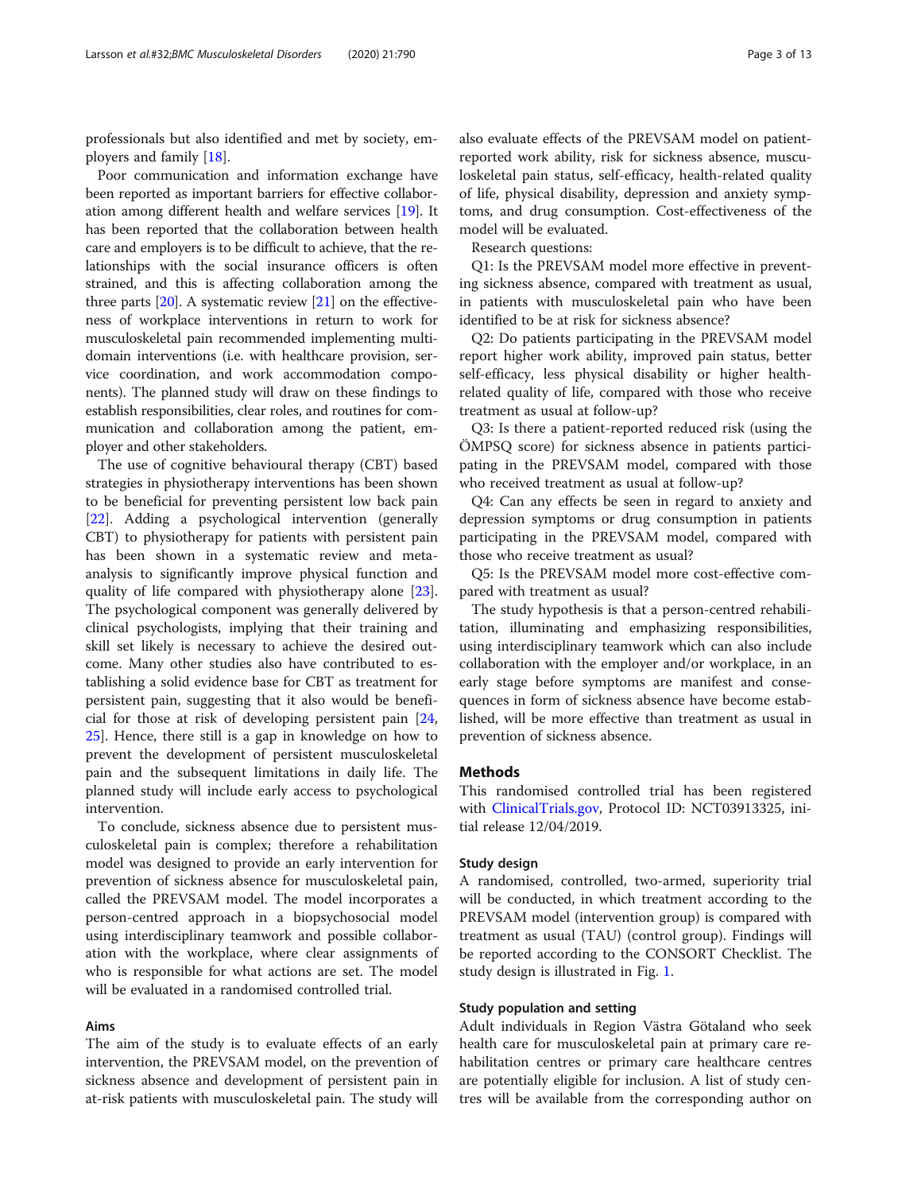professionals but also identified and met by society, employers and family [18].

Poor communication and information exchange have been reported as important barriers for effective collaboration among different health and welfare services [19]. It has been reported that the collaboration between health care and employers is to be difficult to achieve, that the relationships with the social insurance officers is often strained, and this is affecting collaboration among the three parts [20]. A systematic review [21] on the effectiveness of workplace interventions in return to work for musculoskeletal pain recommended implementing multi-domain interventions (i.e. with healthcare provision, service coordination, and work accommodation components). The planned study will draw on these findings to establish responsibilities, clear roles, and routines for communication and collaboration among the patient, employer and other stakeholders.

The use of cognitive behavioural therapy (CBT) based strategies in physiotherapy interventions has been shown to be beneficial for preventing persistent low back pain [22]. Adding a psychological intervention (generally CBT) to physiotherapy for patients with persistent pain has been shown in a systematic review and meta-analysis to significantly improve physical function and quality of life compared with physiotherapy alone [23]. The psychological component was generally delivered by clinical psychologists, implying that their training and skill set likely is necessary to achieve the desired outcome. Many other studies also have contributed to establishing a solid evidence base for CBT as treatment for persistent pain, suggesting that it also would be beneficial for those at risk of developing persistent pain [24, 25]. Hence, there still is a gap in knowledge on how to prevent the development of persistent musculoskeletal pain and the subsequent limitations in daily life. The planned study will include early access to psychological intervention.

To conclude, sickness absence due to persistent musculoskeletal pain is complex; therefore a rehabilitation model was designed to provide an early intervention for prevention of sickness absence for musculoskeletal pain, called the PREVSAM model. The model incorporates a person-centred approach in a biopsychosocial model using interdisciplinary teamwork and possible collaboration with the workplace, where clear assignments of who is responsible for what actions are set. The model will be evaluated in a randomised controlled trial.

### Aims

The aim of the study is to evaluate effects of an early intervention, the PREVSAM model, on the prevention of sickness absence and development of persistent pain in at-risk patients with musculoskeletal pain. The study will also evaluate effects of the PREVSAM model on patient-reported work ability, risk for sickness absence, musculoskeletal pain status, self-efficacy, health-related quality of life, physical disability, depression and anxiety symptoms, and drug consumption. Cost-effectiveness of the model will be evaluated.

Research questions:

Q1: Is the PREVSAM model more effective in preventing sickness absence, compared with treatment as usual, in patients with musculoskeletal pain who have been identified to be at risk for sickness absence?

Q2: Do patients participating in the PREVSAM model report higher work ability, improved pain status, better self-efficacy, less physical disability or higher health-related quality of life, compared with those who receive treatment as usual at follow-up?

Q3: Is there a patient-reported reduced risk (using the ÖMPSQ score) for sickness absence in patients participating in the PREVSAM model, compared with those who received treatment as usual at follow-up?

Q4: Can any effects be seen in regard to anxiety and depression symptoms or drug consumption in patients participating in the PREVSAM model, compared with those who receive treatment as usual?

Q5: Is the PREVSAM model more cost-effective compared with treatment as usual?

The study hypothesis is that a person-centred rehabilitation, illuminating and emphasizing responsibilities, using interdisciplinary teamwork which can also include collaboration with the employer and/or workplace, in an early stage before symptoms are manifest and consequences in form of sickness absence have become established, will be more effective than treatment as usual in prevention of sickness absence.

## Methods

This randomised controlled trial has been registered with ClinicalTrials.gov, Protocol ID: NCT03913325, initial release 12/04/2019.

### Study design

A randomised, controlled, two-armed, superiority trial will be conducted, in which treatment according to the PREVSAM model (intervention group) is compared with treatment as usual (TAU) (control group). Findings will be reported according to the CONSORT Checklist. The study design is illustrated in Fig. 1.

### Study population and setting

Adult individuals in Region Västra Götaland who seek health care for musculoskeletal pain at primary care rehabilitation centres or primary care healthcare centres are potentially eligible for inclusion. A list of study centres will be available from the corresponding author on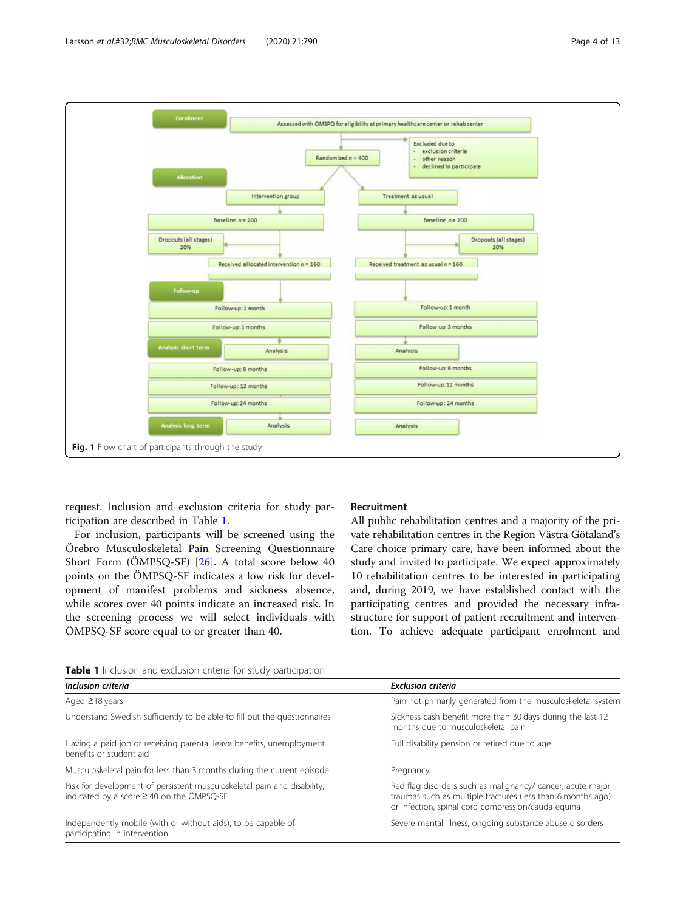Fig. 1 Flow chart of participants through the study

request. Inclusion and exclusion criteria for study participation are described in Table 1.

For inclusion, participants will be screened using the Örebro Musculoskeletal Pain Screening Questionnaire Short Form (ÖMPSQ-SF) [26]. A total score below 40 points on the ÖMPSQ-SF indicates a low risk for development of manifest problems and sickness absence, while scores over 40 points indicate an increased risk. In the screening process we will select individuals with ÖMPSQ-SF score equal to or greater than 40.

## Recruitment

All public rehabilitation centres and a majority of the private rehabilitation centres in the Region Västra Götaland's Care choice primary care, have been informed about the study and invited to participate. We expect approximately 10 rehabilitation centres to be interested in participating and, during 2019, we have established contact with the participating centres and provided the necessary infrastructure for support of patient recruitment and intervention. To achieve adequate participant enrolment and

**Table 1** Inclusion and exclusion criteria for study participation

| *Inclusion criteria* | *Exclusion criteria* |
|---|---|
| Aged ≥18 years | Pain not primarily generated from the musculoskeletal system |
| Understand Swedish sufficiently to be able to fill out the questionnaires | Sickness cash benefit more than 30 days during the last 12 months due to musculoskeletal pain |
| Having a paid job or receiving parental leave benefits, unemployment benefits or student aid | Full disability pension or retired due to age |
| Musculoskeletal pain for less than 3 months during the current episode | Pregnancy |
| Risk for development of persistent musculoskeletal pain and disability, indicated by a score ≥ 40 on the ÖMPSQ-SF | Red flag disorders such as malignancy/ cancer, acute major traumas such as multiple fractures (less than 6 months ago) or infection, spinal cord compression/cauda equina |
| Independently mobile (with or without aids), to be capable of participating in intervention | Severe mental illness, ongoing substance abuse disorders |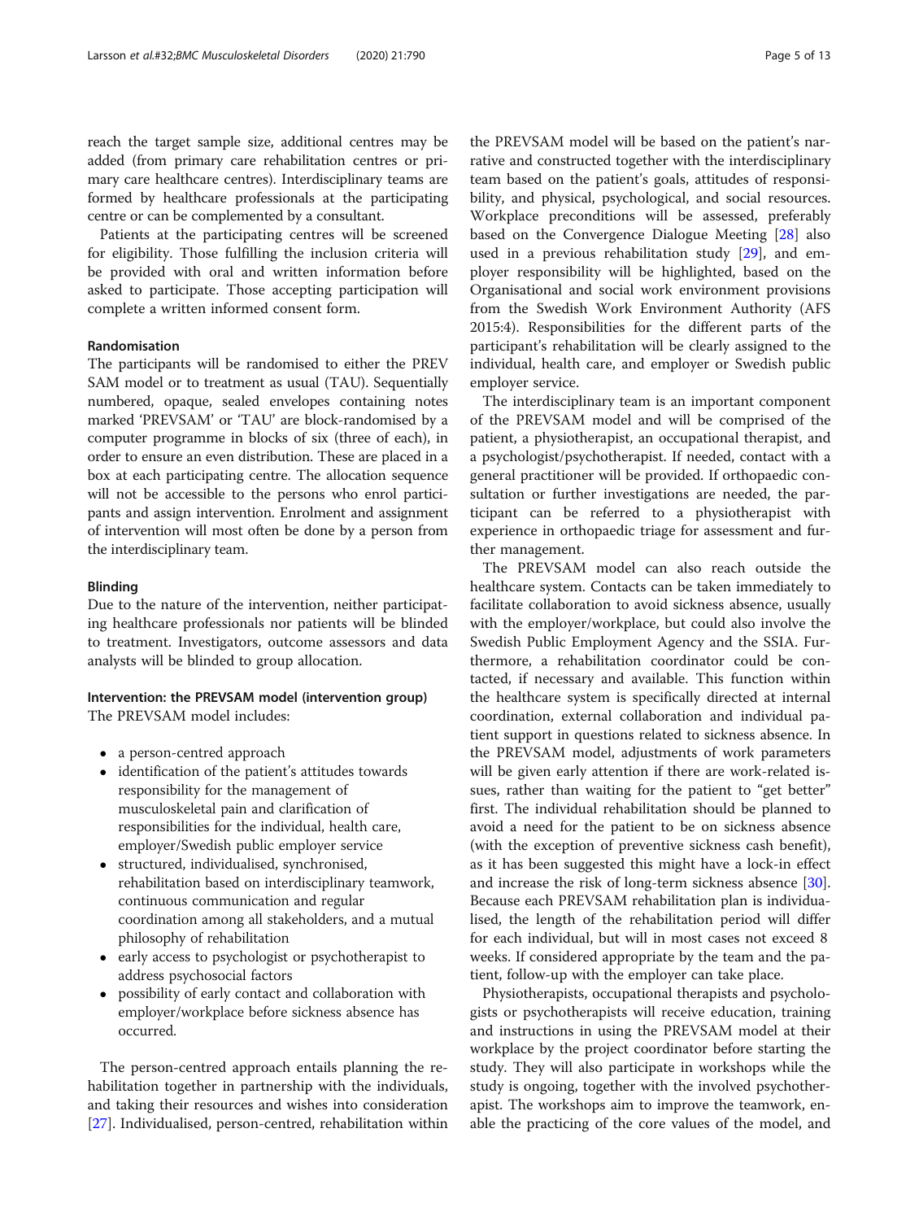reach the target sample size, additional centres may be added (from primary care rehabilitation centres or primary care healthcare centres). Interdisciplinary teams are formed by healthcare professionals at the participating centre or can be complemented by a consultant.

Patients at the participating centres will be screened for eligibility. Those fulfilling the inclusion criteria will be provided with oral and written information before asked to participate. Those accepting participation will complete a written informed consent form.

#### Randomisation

The participants will be randomised to either the PREVSAM model or to treatment as usual (TAU). Sequentially numbered, opaque, sealed envelopes containing notes marked 'PREVSAM' or 'TAU' are block-randomised by a computer programme in blocks of six (three of each), in order to ensure an even distribution. These are placed in a box at each participating centre. The allocation sequence will not be accessible to the persons who enrol participants and assign intervention. Enrolment and assignment of intervention will most often be done by a person from the interdisciplinary team.

#### Blinding

Due to the nature of the intervention, neither participating healthcare professionals nor patients will be blinded to treatment. Investigators, outcome assessors and data analysts will be blinded to group allocation.

### Intervention: the PREVSAM model (intervention group)

The PREVSAM model includes:

- a person-centred approach
- identification of the patient's attitudes towards responsibility for the management of musculoskeletal pain and clarification of responsibilities for the individual, health care, employer/Swedish public employer service
- structured, individualised, synchronised, rehabilitation based on interdisciplinary teamwork, continuous communication and regular coordination among all stakeholders, and a mutual philosophy of rehabilitation
- early access to psychologist or psychotherapist to address psychosocial factors
- possibility of early contact and collaboration with employer/workplace before sickness absence has occurred.

The person-centred approach entails planning the rehabilitation together in partnership with the individuals, and taking their resources and wishes into consideration [27]. Individualised, person-centred, rehabilitation within the PREVSAM model will be based on the patient's narrative and constructed together with the interdisciplinary team based on the patient's goals, attitudes of responsibility, and physical, psychological, and social resources. Workplace preconditions will be assessed, preferably based on the Convergence Dialogue Meeting [28] also used in a previous rehabilitation study [29], and employer responsibility will be highlighted, based on the Organisational and social work environment provisions from the Swedish Work Environment Authority (AFS 2015:4). Responsibilities for the different parts of the participant's rehabilitation will be clearly assigned to the individual, health care, and employer or Swedish public employer service.

The interdisciplinary team is an important component of the PREVSAM model and will be comprised of the patient, a physiotherapist, an occupational therapist, and a psychologist/psychotherapist. If needed, contact with a general practitioner will be provided. If orthopaedic consultation or further investigations are needed, the participant can be referred to a physiotherapist with experience in orthopaedic triage for assessment and further management.

The PREVSAM model can also reach outside the healthcare system. Contacts can be taken immediately to facilitate collaboration to avoid sickness absence, usually with the employer/workplace, but could also involve the Swedish Public Employment Agency and the SSIA. Furthermore, a rehabilitation coordinator could be contacted, if necessary and available. This function within the healthcare system is specifically directed at internal coordination, external collaboration and individual patient support in questions related to sickness absence. In the PREVSAM model, adjustments of work parameters will be given early attention if there are work-related issues, rather than waiting for the patient to "get better" first. The individual rehabilitation should be planned to avoid a need for the patient to be on sickness absence (with the exception of preventive sickness cash benefit), as it has been suggested this might have a lock-in effect and increase the risk of long-term sickness absence [30]. Because each PREVSAM rehabilitation plan is individualised, the length of the rehabilitation period will differ for each individual, but will in most cases not exceed 8 weeks. If considered appropriate by the team and the patient, follow-up with the employer can take place.

Physiotherapists, occupational therapists and psychologists or psychotherapists will receive education, training and instructions in using the PREVSAM model at their workplace by the project coordinator before starting the study. They will also participate in workshops while the study is ongoing, together with the involved psychotherapist. The workshops aim to improve the teamwork, enable the practicing of the core values of the model, and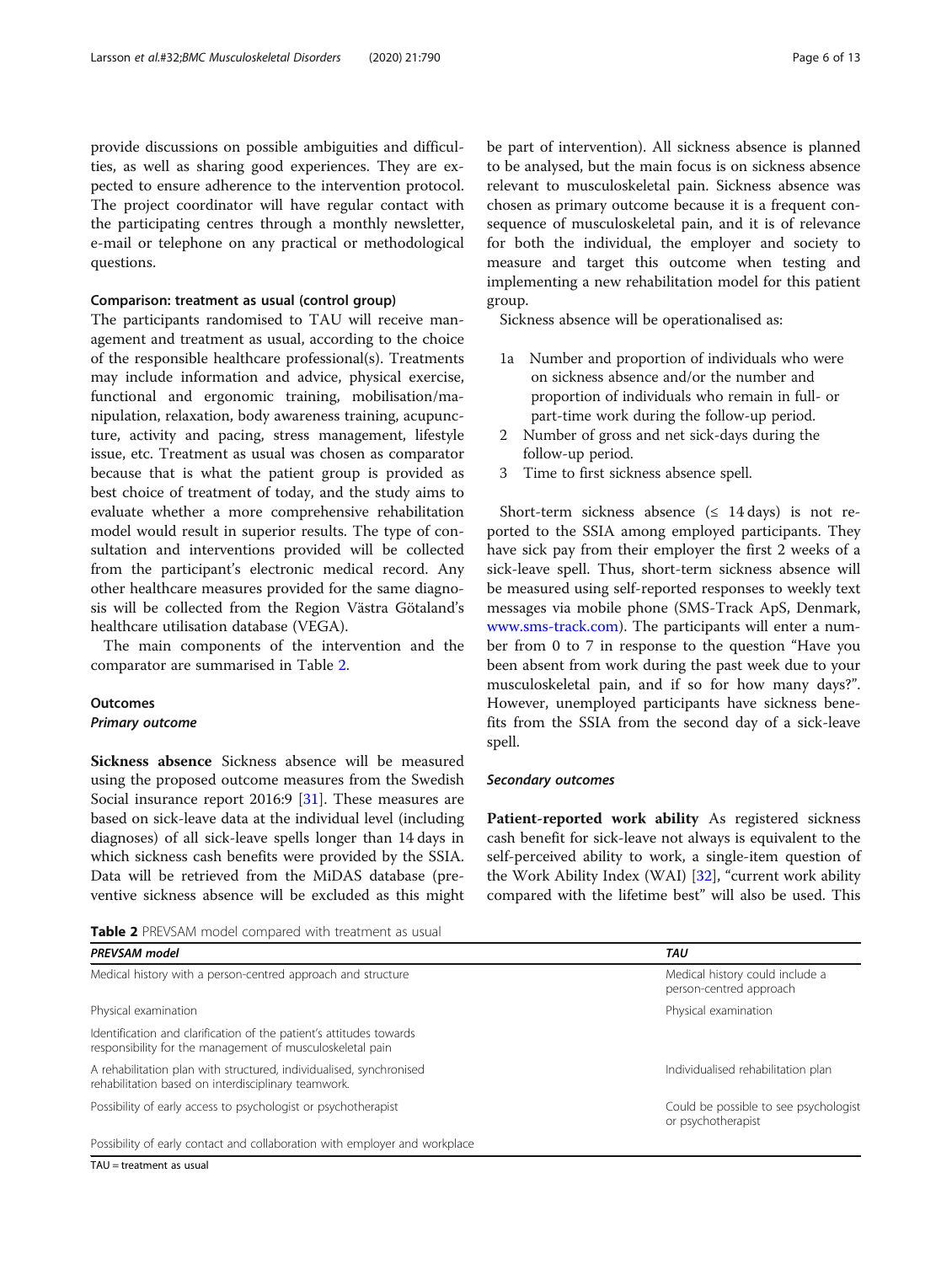provide discussions on possible ambiguities and difficulties, as well as sharing good experiences. They are expected to ensure adherence to the intervention protocol. The project coordinator will have regular contact with the participating centres through a monthly newsletter, e-mail or telephone on any practical or methodological questions.

#### Comparison: treatment as usual (control group)

The participants randomised to TAU will receive management and treatment as usual, according to the choice of the responsible healthcare professional(s). Treatments may include information and advice, physical exercise, functional and ergonomic training, mobilisation/manipulation, relaxation, body awareness training, acupuncture, activity and pacing, stress management, lifestyle issue, etc. Treatment as usual was chosen as comparator because that is what the patient group is provided as best choice of treatment of today, and the study aims to evaluate whether a more comprehensive rehabilitation model would result in superior results. The type of consultation and interventions provided will be collected from the participant's electronic medical record. Any other healthcare measures provided for the same diagnosis will be collected from the Region Västra Götaland's healthcare utilisation database (VEGA).

The main components of the intervention and the comparator are summarised in Table 2.

### Outcomes

#### *Primary outcome*

**Sickness absence** Sickness absence will be measured using the proposed outcome measures from the Swedish Social insurance report 2016:9 [31]. These measures are based on sick-leave data at the individual level (including diagnoses) of all sick-leave spells longer than 14 days in which sickness cash benefits were provided by the SSIA. Data will be retrieved from the MiDAS database (preventive sickness absence will be excluded as this might be part of intervention). All sickness absence is planned to be analysed, but the main focus is on sickness absence relevant to musculoskeletal pain. Sickness absence was chosen as primary outcome because it is a frequent consequence of musculoskeletal pain, and it is of relevance for both the individual, the employer and society to measure and target this outcome when testing and implementing a new rehabilitation model for this patient group.

Sickness absence will be operationalised as:

1a Number and proportion of individuals who were on sickness absence and/or the number and proportion of individuals who remain in full- or part-time work during the follow-up period.
2 Number of gross and net sick-days during the follow-up period.
3 Time to first sickness absence spell.

Short-term sickness absence (≤ 14 days) is not reported to the SSIA among employed participants. They have sick pay from their employer the first 2 weeks of a sick-leave spell. Thus, short-term sickness absence will be measured using self-reported responses to weekly text messages via mobile phone (SMS-Track ApS, Denmark, www.sms-track.com). The participants will enter a number from 0 to 7 in response to the question "Have you been absent from work during the past week due to your musculoskeletal pain, and if so for how many days?". However, unemployed participants have sickness benefits from the SSIA from the second day of a sick-leave spell.

#### *Secondary outcomes*

**Patient-reported work ability** As registered sickness cash benefit for sick-leave not always is equivalent to the self-perceived ability to work, a single-item question of the Work Ability Index (WAI) [32], "current work ability compared with the lifetime best" will also be used. This

**Table 2** PREVSAM model compared with treatment as usual

| *PREVSAM model* | *TAU* |
|---|---|
| Medical history with a person-centred approach and structure | Medical history could include a person-centred approach |
| Physical examination | Physical examination |
| Identification and clarification of the patient's attitudes towards responsibility for the management of musculoskeletal pain | |
| A rehabilitation plan with structured, individualised, synchronised rehabilitation based on interdisciplinary teamwork. | Individualised rehabilitation plan |
| Possibility of early access to psychologist or psychotherapist | Could be possible to see psychologist or psychotherapist |
| Possibility of early contact and collaboration with employer and workplace | |

TAU = treatment as usual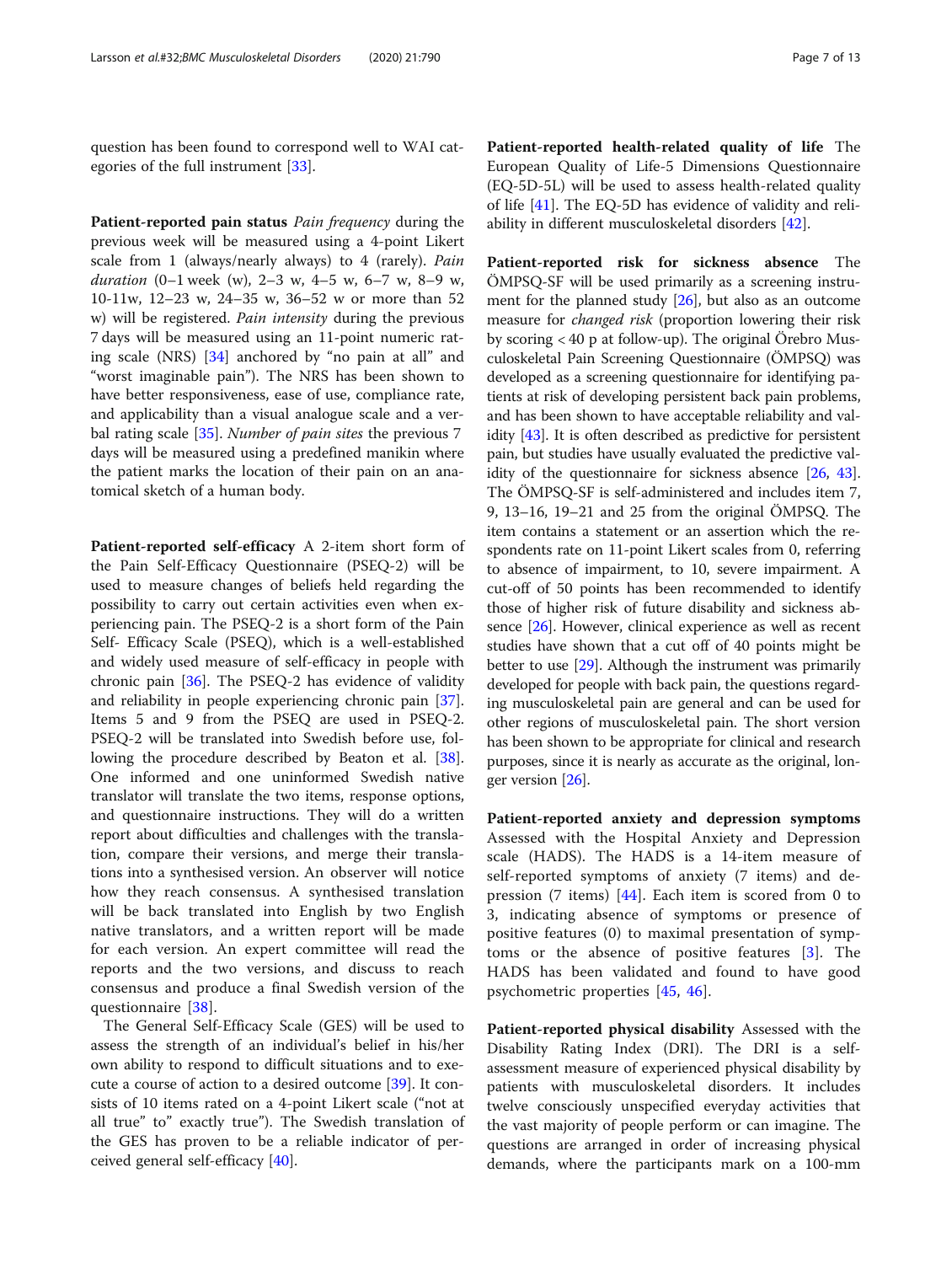question has been found to correspond well to WAI categories of the full instrument [33].

**Patient-reported pain status** *Pain frequency* during the previous week will be measured using a 4-point Likert scale from 1 (always/nearly always) to 4 (rarely). *Pain duration* (0–1 week (w), 2–3 w, 4–5 w, 6–7 w, 8–9 w, 10-11w, 12–23 w, 24–35 w, 36–52 w or more than 52 w) will be registered. *Pain intensity* during the previous 7 days will be measured using an 11-point numeric rating scale (NRS) [34] anchored by "no pain at all" and "worst imaginable pain"). The NRS has been shown to have better responsiveness, ease of use, compliance rate, and applicability than a visual analogue scale and a verbal rating scale [35]. *Number of pain sites* the previous 7 days will be measured using a predefined manikin where the patient marks the location of their pain on an anatomical sketch of a human body.

**Patient-reported self-efficacy** A 2-item short form of the Pain Self-Efficacy Questionnaire (PSEQ-2) will be used to measure changes of beliefs held regarding the possibility to carry out certain activities even when experiencing pain. The PSEQ-2 is a short form of the Pain Self- Efficacy Scale (PSEQ), which is a well-established and widely used measure of self-efficacy in people with chronic pain [36]. The PSEQ-2 has evidence of validity and reliability in people experiencing chronic pain [37]. Items 5 and 9 from the PSEQ are used in PSEQ-2. PSEQ-2 will be translated into Swedish before use, following the procedure described by Beaton et al. [38]. One informed and one uninformed Swedish native translator will translate the two items, response options, and questionnaire instructions. They will do a written report about difficulties and challenges with the translation, compare their versions, and merge their translations into a synthesised version. An observer will notice how they reach consensus. A synthesised translation will be back translated into English by two English native translators, and a written report will be made for each version. An expert committee will read the reports and the two versions, and discuss to reach consensus and produce a final Swedish version of the questionnaire [38].

The General Self-Efficacy Scale (GES) will be used to assess the strength of an individual's belief in his/her own ability to respond to difficult situations and to execute a course of action to a desired outcome [39]. It consists of 10 items rated on a 4-point Likert scale ("not at all true" to" exactly true"). The Swedish translation of the GES has proven to be a reliable indicator of perceived general self-efficacy [40].

**Patient-reported health-related quality of life** The European Quality of Life-5 Dimensions Questionnaire (EQ-5D-5L) will be used to assess health-related quality of life [41]. The EQ-5D has evidence of validity and reliability in different musculoskeletal disorders [42].

**Patient-reported risk for sickness absence** The ÖMPSQ-SF will be used primarily as a screening instrument for the planned study [26], but also as an outcome measure for *changed risk* (proportion lowering their risk by scoring < 40 p at follow-up). The original Örebro Musculoskeletal Pain Screening Questionnaire (ÖMPSQ) was developed as a screening questionnaire for identifying patients at risk of developing persistent back pain problems, and has been shown to have acceptable reliability and validity [43]. It is often described as predictive for persistent pain, but studies have usually evaluated the predictive validity of the questionnaire for sickness absence [26, 43]. The ÖMPSQ-SF is self-administered and includes item 7, 9, 13–16, 19–21 and 25 from the original ÖMPSQ. The item contains a statement or an assertion which the respondents rate on 11-point Likert scales from 0, referring to absence of impairment, to 10, severe impairment. A cut-off of 50 points has been recommended to identify those of higher risk of future disability and sickness absence [26]. However, clinical experience as well as recent studies have shown that a cut off of 40 points might be better to use [29]. Although the instrument was primarily developed for people with back pain, the questions regarding musculoskeletal pain are general and can be used for other regions of musculoskeletal pain. The short version has been shown to be appropriate for clinical and research purposes, since it is nearly as accurate as the original, longer version [26].

**Patient-reported anxiety and depression symptoms** Assessed with the Hospital Anxiety and Depression scale (HADS). The HADS is a 14-item measure of self-reported symptoms of anxiety (7 items) and depression (7 items) [44]. Each item is scored from 0 to 3, indicating absence of symptoms or presence of positive features (0) to maximal presentation of symptoms or the absence of positive features [3]. The HADS has been validated and found to have good psychometric properties [45, 46].

**Patient-reported physical disability** Assessed with the Disability Rating Index (DRI). The DRI is a self-assessment measure of experienced physical disability by patients with musculoskeletal disorders. It includes twelve consciously unspecified everyday activities that the vast majority of people perform or can imagine. The questions are arranged in order of increasing physical demands, where the participants mark on a 100-mm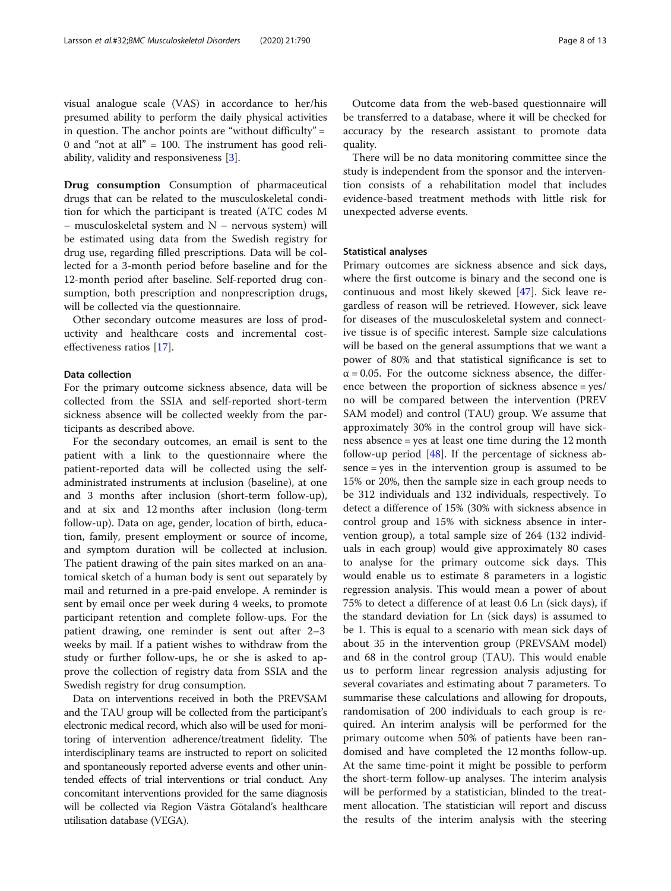visual analogue scale (VAS) in accordance to her/his presumed ability to perform the daily physical activities in question. The anchor points are "without difficulty" = 0 and "not at all" = 100. The instrument has good reliability, validity and responsiveness [3].

**Drug consumption** Consumption of pharmaceutical drugs that can be related to the musculoskeletal condition for which the participant is treated (ATC codes M – musculoskeletal system and N – nervous system) will be estimated using data from the Swedish registry for drug use, regarding filled prescriptions. Data will be collected for a 3-month period before baseline and for the 12-month period after baseline. Self-reported drug consumption, both prescription and nonprescription drugs, will be collected via the questionnaire.

Other secondary outcome measures are loss of productivity and healthcare costs and incremental cost-effectiveness ratios [17].

### Data collection

For the primary outcome sickness absence, data will be collected from the SSIA and self-reported short-term sickness absence will be collected weekly from the participants as described above.

For the secondary outcomes, an email is sent to the patient with a link to the questionnaire where the patient-reported data will be collected using the self-administrated instruments at inclusion (baseline), at one and 3 months after inclusion (short-term follow-up), and at six and 12 months after inclusion (long-term follow-up). Data on age, gender, location of birth, education, family, present employment or source of income, and symptom duration will be collected at inclusion. The patient drawing of the pain sites marked on an anatomical sketch of a human body is sent out separately by mail and returned in a pre-paid envelope. A reminder is sent by email once per week during 4 weeks, to promote participant retention and complete follow-ups. For the patient drawing, one reminder is sent out after 2–3 weeks by mail. If a patient wishes to withdraw from the study or further follow-ups, he or she is asked to approve the collection of registry data from SSIA and the Swedish registry for drug consumption.

Data on interventions received in both the PREVSAM and the TAU group will be collected from the participant's electronic medical record, which also will be used for monitoring of intervention adherence/treatment fidelity. The interdisciplinary teams are instructed to report on solicited and spontaneously reported adverse events and other unintended effects of trial interventions or trial conduct. Any concomitant interventions provided for the same diagnosis will be collected via Region Västra Götaland's healthcare utilisation database (VEGA).

Outcome data from the web-based questionnaire will be transferred to a database, where it will be checked for accuracy by the research assistant to promote data quality.

There will be no data monitoring committee since the study is independent from the sponsor and the intervention consists of a rehabilitation model that includes evidence-based treatment methods with little risk for unexpected adverse events.

### Statistical analyses

Primary outcomes are sickness absence and sick days, where the first outcome is binary and the second one is continuous and most likely skewed [47]. Sick leave regardless of reason will be retrieved. However, sick leave for diseases of the musculoskeletal system and connective tissue is of specific interest. Sample size calculations will be based on the general assumptions that we want a power of 80% and that statistical significance is set to $\alpha = 0.05$. For the outcome sickness absence, the difference between the proportion of sickness absence = yes/no will be compared between the intervention (PREVSAM model) and control (TAU) group. We assume that approximately 30% in the control group will have sickness absence = yes at least one time during the 12 month follow-up period [48]. If the percentage of sickness absence = yes in the intervention group is assumed to be 15% or 20%, then the sample size in each group needs to be 312 individuals and 132 individuals, respectively. To detect a difference of 15% (30% with sickness absence in control group and 15% with sickness absence in intervention group), a total sample size of 264 (132 individuals in each group) would give approximately 80 cases to analyse for the primary outcome sick days. This would enable us to estimate 8 parameters in a logistic regression analysis. This would mean a power of about 75% to detect a difference of at least 0.6 Ln (sick days), if the standard deviation for Ln (sick days) is assumed to be 1. This is equal to a scenario with mean sick days of about 35 in the intervention group (PREVSAM model) and 68 in the control group (TAU). This would enable us to perform linear regression analysis adjusting for several covariates and estimating about 7 parameters. To summarise these calculations and allowing for dropouts, randomisation of 200 individuals to each group is required. An interim analysis will be performed for the primary outcome when 50% of patients have been randomised and have completed the 12 months follow-up. At the same time-point it might be possible to perform the short-term follow-up analyses. The interim analysis will be performed by a statistician, blinded to the treatment allocation. The statistician will report and discuss the results of the interim analysis with the steering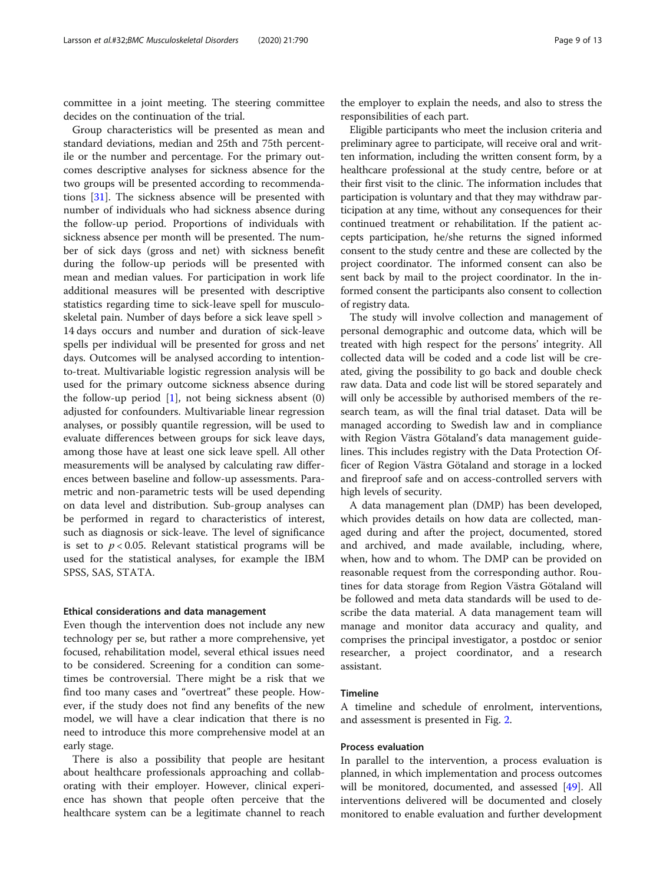committee in a joint meeting. The steering committee decides on the continuation of the trial.

Group characteristics will be presented as mean and standard deviations, median and 25th and 75th percentile or the number and percentage. For the primary outcomes descriptive analyses for sickness absence for the two groups will be presented according to recommendations [31]. The sickness absence will be presented with number of individuals who had sickness absence during the follow-up period. Proportions of individuals with sickness absence per month will be presented. The number of sick days (gross and net) with sickness benefit during the follow-up periods will be presented with mean and median values. For participation in work life additional measures will be presented with descriptive statistics regarding time to sick-leave spell for musculoskeletal pain. Number of days before a sick leave spell > 14 days occurs and number and duration of sick-leave spells per individual will be presented for gross and net days. Outcomes will be analysed according to intention-to-treat. Multivariable logistic regression analysis will be used for the primary outcome sickness absence during the follow-up period [1], not being sickness absent (0) adjusted for confounders. Multivariable linear regression analyses, or possibly quantile regression, will be used to evaluate differences between groups for sick leave days, among those have at least one sick leave spell. All other measurements will be analysed by calculating raw differences between baseline and follow-up assessments. Parametric and non-parametric tests will be used depending on data level and distribution. Sub-group analyses can be performed in regard to characteristics of interest, such as diagnosis or sick-leave. The level of significance is set to $p < 0.05$. Relevant statistical programs will be used for the statistical analyses, for example the IBM SPSS, SAS, STATA.

#### Ethical considerations and data management

Even though the intervention does not include any new technology per se, but rather a more comprehensive, yet focused, rehabilitation model, several ethical issues need to be considered. Screening for a condition can sometimes be controversial. There might be a risk that we find too many cases and "overtreat" these people. However, if the study does not find any benefits of the new model, we will have a clear indication that there is no need to introduce this more comprehensive model at an early stage.

There is also a possibility that people are hesitant about healthcare professionals approaching and collaborating with their employer. However, clinical experience has shown that people often perceive that the healthcare system can be a legitimate channel to reach the employer to explain the needs, and also to stress the responsibilities of each part.

Eligible participants who meet the inclusion criteria and preliminary agree to participate, will receive oral and written information, including the written consent form, by a healthcare professional at the study centre, before or at their first visit to the clinic. The information includes that participation is voluntary and that they may withdraw participation at any time, without any consequences for their continued treatment or rehabilitation. If the patient accepts participation, he/she returns the signed informed consent to the study centre and these are collected by the project coordinator. The informed consent can also be sent back by mail to the project coordinator. In the informed consent the participants also consent to collection of registry data.

The study will involve collection and management of personal demographic and outcome data, which will be treated with high respect for the persons' integrity. All collected data will be coded and a code list will be created, giving the possibility to go back and double check raw data. Data and code list will be stored separately and will only be accessible by authorised members of the research team, as will the final trial dataset. Data will be managed according to Swedish law and in compliance with Region Västra Götaland's data management guidelines. This includes registry with the Data Protection Officer of Region Västra Götaland and storage in a locked and fireproof safe and on access-controlled servers with high levels of security.

A data management plan (DMP) has been developed, which provides details on how data are collected, managed during and after the project, documented, stored and archived, and made available, including, where, when, how and to whom. The DMP can be provided on reasonable request from the corresponding author. Routines for data storage from Region Västra Götaland will be followed and meta data standards will be used to describe the data material. A data management team will manage and monitor data accuracy and quality, and comprises the principal investigator, a postdoc or senior researcher, a project coordinator, and a research assistant.

#### Timeline

A timeline and schedule of enrolment, interventions, and assessment is presented in Fig. 2.

#### Process evaluation

In parallel to the intervention, a process evaluation is planned, in which implementation and process outcomes will be monitored, documented, and assessed [49]. All interventions delivered will be documented and closely monitored to enable evaluation and further development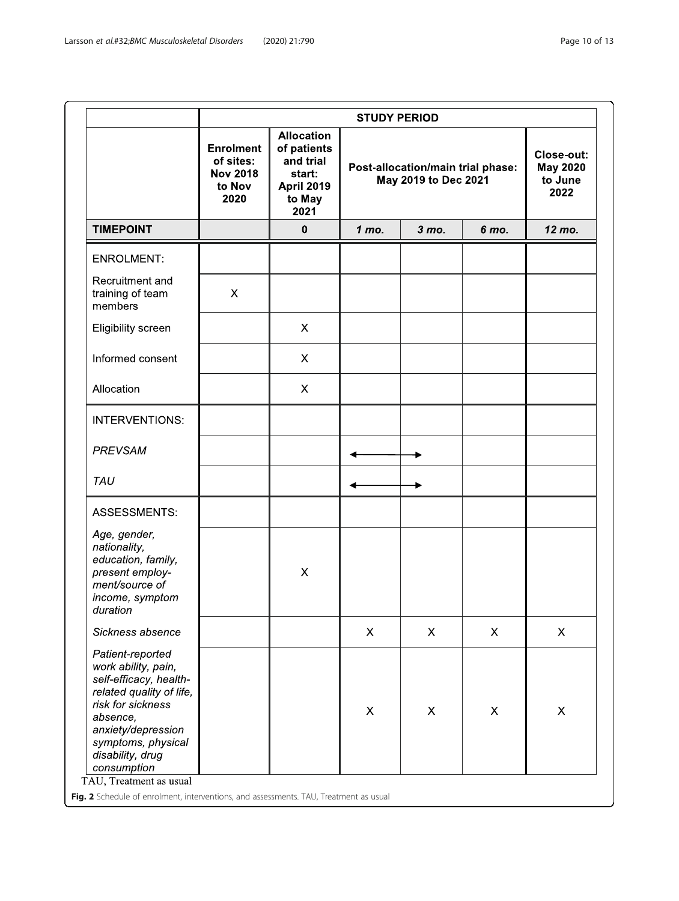| | STUDY PERIOD | | | | | |
|---|---|---|---|---|---|---|
| | **Enrolment of sites: Nov 2018 to Nov 2020** | **Allocation of patients and trial start: April 2019 to May 2021** | **Post-allocation/main trial phase: May 2019 to Dec 2021** | | | **Close-out: May 2020 to June 2022** |
| **TIMEPOINT** | | **0** | ***1 mo.*** | ***3 mo.*** | ***6 mo.*** | ***12 mo.*** |
| ENROLMENT: | | | | | | |
| Recruitment and training of team members | X | | | | | |
| Eligibility screen | | X | | | | |
| Informed consent | | X | | | | |
| Allocation | | X | | | | |
| INTERVENTIONS: | | | | | | |
| *PREVSAM* | | | ←——————→ | | | |
| *TAU* | | | ←——————→ | | | |
| ASSESSMENTS: | | | | | | |
| *Age, gender, nationality, education, family, present employ-ment/source of income, symptom duration* | | X | | | | |
| *Sickness absence* | | | X | X | X | X |
| *Patient-reported work ability, pain, self-efficacy, health-related quality of life, risk for sickness absence, anxiety/depression symptoms, physical disability, drug consumption* | | | X | X | X | X |

TAU, Treatment as usual

**Fig. 2** Schedule of enrolment, interventions, and assessments. TAU, Treatment as usual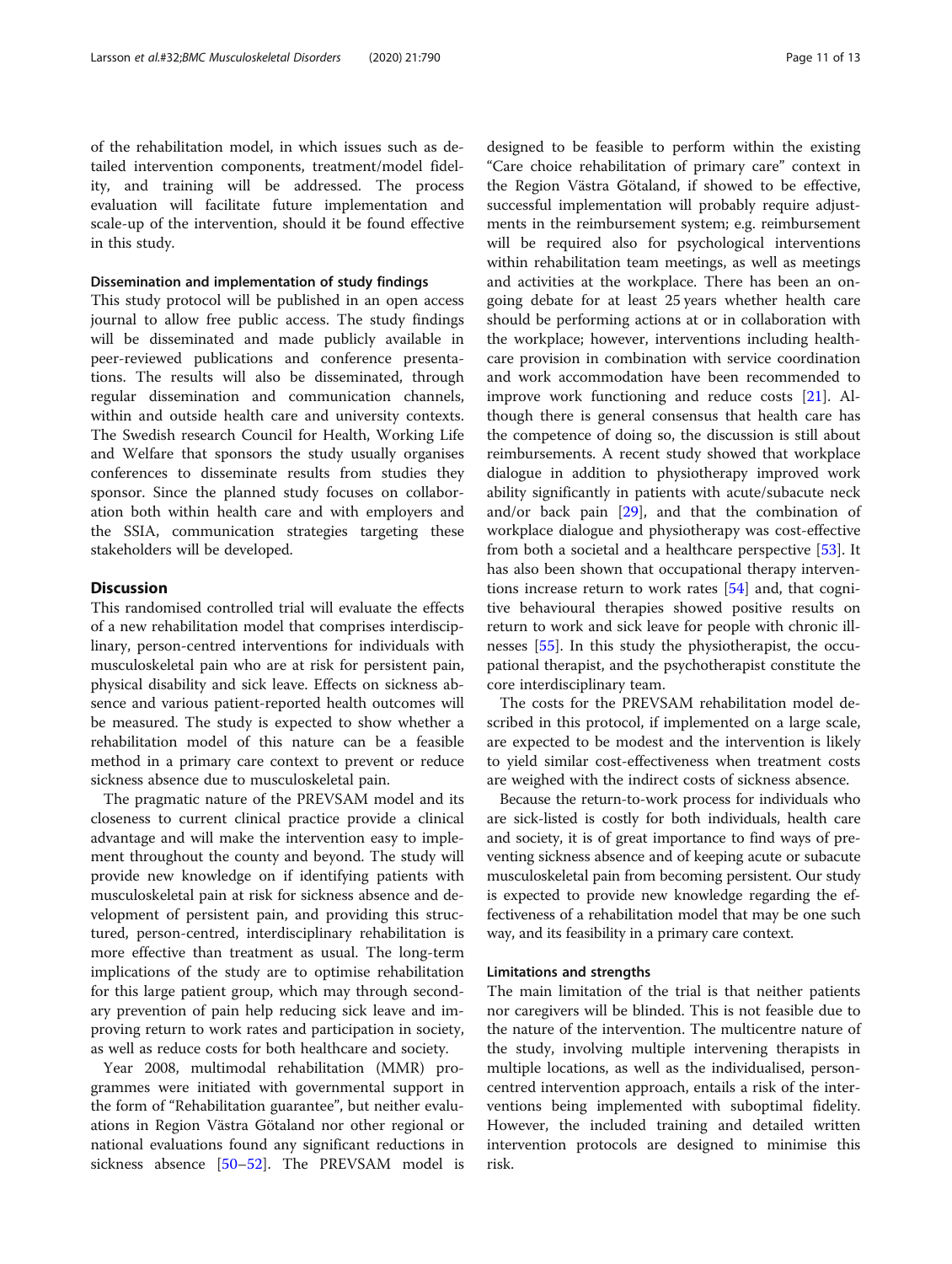of the rehabilitation model, in which issues such as detailed intervention components, treatment/model fidelity, and training will be addressed. The process evaluation will facilitate future implementation and scale-up of the intervention, should it be found effective in this study.

### Dissemination and implementation of study findings

This study protocol will be published in an open access journal to allow free public access. The study findings will be disseminated and made publicly available in peer-reviewed publications and conference presentations. The results will also be disseminated, through regular dissemination and communication channels, within and outside health care and university contexts. The Swedish research Council for Health, Working Life and Welfare that sponsors the study usually organises conferences to disseminate results from studies they sponsor. Since the planned study focuses on collaboration both within health care and with employers and the SSIA, communication strategies targeting these stakeholders will be developed.

## Discussion

This randomised controlled trial will evaluate the effects of a new rehabilitation model that comprises interdisciplinary, person-centred interventions for individuals with musculoskeletal pain who are at risk for persistent pain, physical disability and sick leave. Effects on sickness absence and various patient-reported health outcomes will be measured. The study is expected to show whether a rehabilitation model of this nature can be a feasible method in a primary care context to prevent or reduce sickness absence due to musculoskeletal pain.

The pragmatic nature of the PREVSAM model and its closeness to current clinical practice provide a clinical advantage and will make the intervention easy to implement throughout the county and beyond. The study will provide new knowledge on if identifying patients with musculoskeletal pain at risk for sickness absence and development of persistent pain, and providing this structured, person-centred, interdisciplinary rehabilitation is more effective than treatment as usual. The long-term implications of the study are to optimise rehabilitation for this large patient group, which may through secondary prevention of pain help reducing sick leave and improving return to work rates and participation in society, as well as reduce costs for both healthcare and society.

Year 2008, multimodal rehabilitation (MMR) programmes were initiated with governmental support in the form of "Rehabilitation guarantee", but neither evaluations in Region Västra Götaland nor other regional or national evaluations found any significant reductions in sickness absence [50–52]. The PREVSAM model is designed to be feasible to perform within the existing "Care choice rehabilitation of primary care" context in the Region Västra Götaland, if showed to be effective, successful implementation will probably require adjustments in the reimbursement system; e.g. reimbursement will be required also for psychological interventions within rehabilitation team meetings, as well as meetings and activities at the workplace. There has been an ongoing debate for at least 25 years whether health care should be performing actions at or in collaboration with the workplace; however, interventions including healthcare provision in combination with service coordination and work accommodation have been recommended to improve work functioning and reduce costs [21]. Although there is general consensus that health care has the competence of doing so, the discussion is still about reimbursements. A recent study showed that workplace dialogue in addition to physiotherapy improved work ability significantly in patients with acute/subacute neck and/or back pain [29], and that the combination of workplace dialogue and physiotherapy was cost-effective from both a societal and a healthcare perspective [53]. It has also been shown that occupational therapy interventions increase return to work rates [54] and, that cognitive behavioural therapies showed positive results on return to work and sick leave for people with chronic illnesses [55]. In this study the physiotherapist, the occupational therapist, and the psychotherapist constitute the core interdisciplinary team.

The costs for the PREVSAM rehabilitation model described in this protocol, if implemented on a large scale, are expected to be modest and the intervention is likely to yield similar cost-effectiveness when treatment costs are weighed with the indirect costs of sickness absence.

Because the return-to-work process for individuals who are sick-listed is costly for both individuals, health care and society, it is of great importance to find ways of preventing sickness absence and of keeping acute or subacute musculoskeletal pain from becoming persistent. Our study is expected to provide new knowledge regarding the effectiveness of a rehabilitation model that may be one such way, and its feasibility in a primary care context.

### Limitations and strengths

The main limitation of the trial is that neither patients nor caregivers will be blinded. This is not feasible due to the nature of the intervention. The multicentre nature of the study, involving multiple intervening therapists in multiple locations, as well as the individualised, person-centred intervention approach, entails a risk of the interventions being implemented with suboptimal fidelity. However, the included training and detailed written intervention protocols are designed to minimise this risk.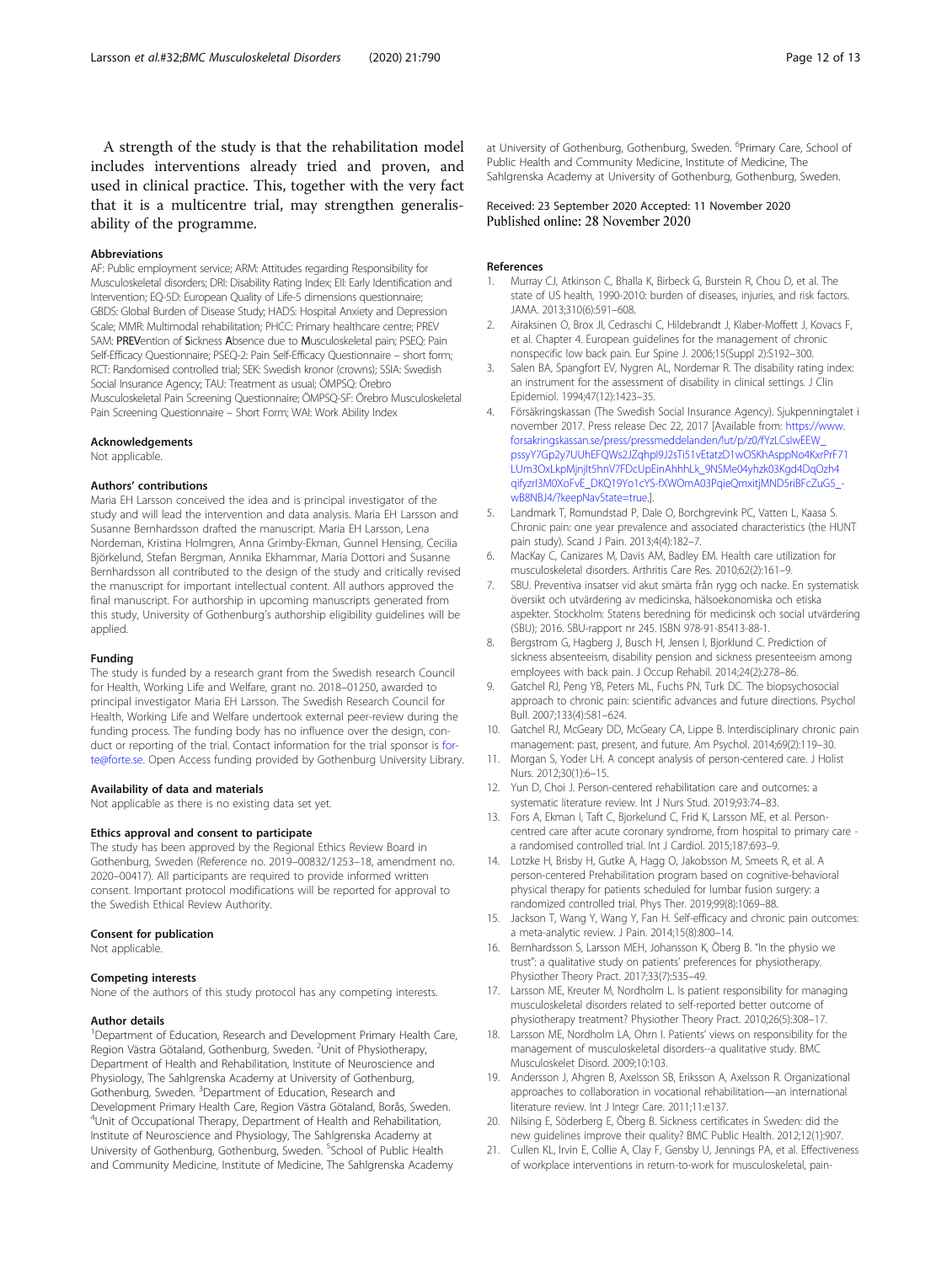A strength of the study is that the rehabilitation model includes interventions already tried and proven, and used in clinical practice. This, together with the very fact that it is a multicentre trial, may strengthen generalisability of the programme.

### Abbreviations

AF: Public employment service; ARM: Attitudes regarding Responsibility for Musculoskeletal disorders; DRI: Disability Rating Index; EII: Early Identification and Intervention; EQ-5D: European Quality of Life-5 dimensions questionnaire; GBDS: Global Burden of Disease Study; HADS: Hospital Anxiety and Depression Scale; MMR: Multimodal rehabilitation; PHCC: Primary healthcare centre; PREV SAM: **PREV**ention of **S**ickness **A**bsence due to **M**usculoskeletal pain; PSEQ: Pain Self-Efficacy Questionnaire; PSEQ-2: Pain Self-Efficacy Questionnaire – short form; RCT: Randomised controlled trial; SEK: Swedish kronor (crowns); SSIA: Swedish Social Insurance Agency; TAU: Treatment as usual; ÖMPSQ: Örebro Musculoskeletal Pain Screening Questionnaire; ÖMPSQ-SF: Örebro Musculoskeletal Pain Screening Questionnaire – Short Form; WAI: Work Ability Index

### Acknowledgements

Not applicable.

### Authors' contributions

Maria EH Larsson conceived the idea and is principal investigator of the study and will lead the intervention and data analysis. Maria EH Larsson and Susanne Bernhardsson drafted the manuscript. Maria EH Larsson, Lena Nordeman, Kristina Holmgren, Anna Grimby-Ekman, Gunnel Hensing, Cecilia Björkelund, Stefan Bergman, Annika Ekhammar, Maria Dottori and Susanne Bernhardsson all contributed to the design of the study and critically revised the manuscript for important intellectual content. All authors approved the final manuscript. For authorship in upcoming manuscripts generated from this study, University of Gothenburg's authorship eligibility guidelines will be applied.

### Funding

The study is funded by a research grant from the Swedish research Council for Health, Working Life and Welfare, grant no. 2018–01250, awarded to principal investigator Maria EH Larsson. The Swedish Research Council for Health, Working Life and Welfare undertook external peer-review during the funding process. The funding body has no influence over the design, conduct or reporting of the trial. Contact information for the trial sponsor is forte@forte.se. Open Access funding provided by Gothenburg University Library.

### Availability of data and materials

Not applicable as there is no existing data set yet.

### Ethics approval and consent to participate

The study has been approved by the Regional Ethics Review Board in Gothenburg, Sweden (Reference no. 2019–00832/1253–18, amendment no. 2020–00417). All participants are required to provide informed written consent. Important protocol modifications will be reported for approval to the Swedish Ethical Review Authority.

### Consent for publication

Not applicable.

### Competing interests

None of the authors of this study protocol has any competing interests.

### Author details

[1]Department of Education, Research and Development Primary Health Care, Region Västra Götaland, Gothenburg, Sweden. [2]Unit of Physiotherapy, Department of Health and Rehabilitation, Institute of Neuroscience and Physiology, The Sahlgrenska Academy at University of Gothenburg, Gothenburg, Sweden. [3]Department of Education, Research and Development Primary Health Care, Region Västra Götaland, Borås, Sweden. [4]Unit of Occupational Therapy, Department of Health and Rehabilitation, Institute of Neuroscience and Physiology, The Sahlgrenska Academy at University of Gothenburg, Gothenburg, Sweden. [5]School of Public Health and Community Medicine, Institute of Medicine, The Sahlgrenska Academy at University of Gothenburg, Gothenburg, Sweden. [6]Primary Care, School of Public Health and Community Medicine, Institute of Medicine, The Sahlgrenska Academy at University of Gothenburg, Gothenburg, Sweden.

Received: 23 September 2020 Accepted: 11 November 2020
Published online: 28 November 2020

### References

1. Murray CJ, Atkinson C, Bhalla K, Birbeck G, Burstein R, Chou D, et al. The state of US health, 1990-2010: burden of diseases, injuries, and risk factors. JAMA. 2013;310(6):591–608.
2. Airaksinen O, Brox JI, Cedraschi C, Hildebrandt J, Klaber-Moffett J, Kovacs F, et al. Chapter 4. European guidelines for the management of chronic nonspecific low back pain. Eur Spine J. 2006;15(Suppl 2):S192–300.
3. Salen BA, Spangfort EV, Nygren AL, Nordemar R. The disability rating index: an instrument for the assessment of disability in clinical settings. J Clin Epidemiol. 1994;47(12):1423–35.
4. Försäkringskassan (The Swedish Social Insurance Agency). Sjukpenningtalet i november 2017. Press release Dec 22, 2017 [Available from: https://www.forsakringskassan.se/press/pressmeddelanden/!ut/p/z0/fYzLCsIwEEW_pssyY7Gp2y7UUhEFQWs2JZqhpl9J2sTi51vEtatzD1wOSKhAsppNo4KxrPrF71LUm3OxLkpMjnjlt5hnV7FDcUpEinAhhhLk_9NSMe04yhzk03Kgd4DqOzh4qifyzrI3M0XoFvE_DKQ19Yo1cYS-fXWOmA03PqieQmxitjMND5riBFcZuG5_-wB8NBJ4/?keepNavState=true.].
5. Landmark T, Romundstad P, Dale O, Borchgrevink PC, Vatten L, Kaasa S. Chronic pain: one year prevalence and associated characteristics (the HUNT pain study). Scand J Pain. 2013;4(4):182–7.
6. MacKay C, Canizares M, Davis AM, Badley EM. Health care utilization for musculoskeletal disorders. Arthritis Care Res. 2010;62(2):161–9.
7. SBU. Preventiva insatser vid akut smärta från rygg och nacke. En systematisk översikt och utvärdering av medicinska, hälsoekonomiska och etiska aspekter. Stockholm: Statens beredning för medicinsk och social utvärdering (SBU); 2016. SBU-rapport nr 245. ISBN 978-91-85413-88-1.
8. Bergstrom G, Hagberg J, Busch H, Jensen I, Bjorklund C. Prediction of sickness absenteeism, disability pension and sickness presenteeism among employees with back pain. J Occup Rehabil. 2014;24(2):278–86.
9. Gatchel RJ, Peng YB, Peters ML, Fuchs PN, Turk DC. The biopsychosocial approach to chronic pain: scientific advances and future directions. Psychol Bull. 2007;133(4):581–624.
10. Gatchel RJ, McGeary DD, McGeary CA, Lippe B. Interdisciplinary chronic pain management: past, present, and future. Am Psychol. 2014;69(2):119–30.
11. Morgan S, Yoder LH. A concept analysis of person-centered care. J Holist Nurs. 2012;30(1):6–15.
12. Yun D, Choi J. Person-centered rehabilitation care and outcomes: a systematic literature review. Int J Nurs Stud. 2019;93:74–83.
13. Fors A, Ekman I, Taft C, Bjorkelund C, Frid K, Larsson ME, et al. Person-centred care after acute coronary syndrome, from hospital to primary care - a randomised controlled trial. Int J Cardiol. 2015;187:693–9.
14. Lotzke H, Brisby H, Gutke A, Hagg O, Jakobsson M, Smeets R, et al. A person-centered Prehabilitation program based on cognitive-behavioral physical therapy for patients scheduled for lumbar fusion surgery: a randomized controlled trial. Phys Ther. 2019;99(8):1069–88.
15. Jackson T, Wang Y, Wang Y, Fan H. Self-efficacy and chronic pain outcomes: a meta-analytic review. J Pain. 2014;15(8):800–14.
16. Bernhardsson S, Larsson MEH, Johansson K, Öberg B. "In the physio we trust": a qualitative study on patients' preferences for physiotherapy. Physiother Theory Pract. 2017;33(7):535–49.
17. Larsson ME, Kreuter M, Nordholm L. Is patient responsibility for managing musculoskeletal disorders related to self-reported better outcome of physiotherapy treatment? Physiother Theory Pract. 2010;26(5):308–17.
18. Larsson ME, Nordholm LA, Ohrn I. Patients' views on responsibility for the management of musculoskeletal disorders--a qualitative study. BMC Musculoskelet Disord. 2009;10:103.
19. Andersson J, Ahgren B, Axelsson SB, Eriksson A, Axelsson R. Organizational approaches to collaboration in vocational rehabilitation—an international literature review. Int J Integr Care. 2011;11:e137.
20. Nilsing E, Söderberg E, Öberg B. Sickness certificates in Sweden: did the new guidelines improve their quality? BMC Public Health. 2012;12(1):907.
21. Cullen KL, Irvin E, Collie A, Clay F, Gensby U, Jennings PA, et al. Effectiveness of workplace interventions in return-to-work for musculoskeletal, pain-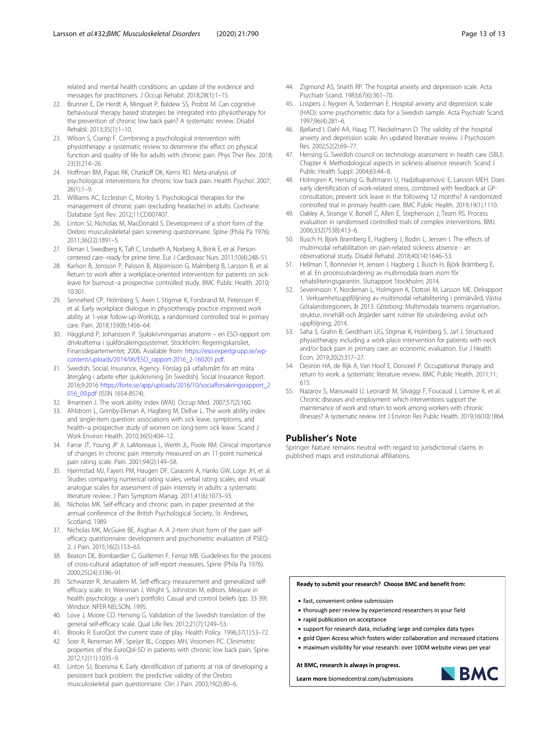related and mental health conditions: an update of the evidence and messages for practitioners. J Occup Rehabil. 2018;28(1):1–15.

22. Brunner E, De Herdt A, Minguet P, Baldew SS, Probst M. Can cognitive behavioural therapy based strategies be integrated into physiotherapy for the prevention of chronic low back pain? A systematic review. Disabil Rehabil. 2013;35(1):1–10.
23. Wilson S, Cramp F. Combining a psychological intervention with physiotherapy: a systematic review to determine the effect on physical function and quality of life for adults with chronic pain. Phys Ther Rev. 2018; 23(3):214–26.
24. Hoffman BM, Papas RK, Chatkoff DK, Kerns RD. Meta-analysis of psychological interventions for chronic low back pain. Health Psychol. 2007; 26(1):1–9.
25. Williams AC, Eccleston C, Morley S. Psychological therapies for the management of chronic pain (excluding headache) in adults. Cochrane Database Syst Rev. 2012;11:CD007407.
26. Linton SJ, Nicholas M, MacDonald S. Development of a short form of the Orebro musculoskeletal pain screening questionnaire. Spine (Phila Pa 1976). 2011;36(22):1891–5.
27. Ekman I, Swedberg K, Taft C, Lindseth A, Norberg A, Brink E, et al. Person-centered care--ready for prime time. Eur J Cardiovasc Nurs. 2011;10(4):248–51.
28. Karlson B, Jonsson P, Palsson B, Abjornsson G, Malmberg B, Larsson B, et al. Return to work after a workplace-oriented intervention for patients on sick-leave for burnout--a prospective controlled study. BMC Public Health. 2010; 10:301.
29. Sennehed CP, Holmberg S, Axen I, Stigmar K, Forsbrand M, Petersson IF, et al. Early workplace dialogue in physiotherapy practice improved work ability at 1-year follow-up-WorkUp, a randomised controlled trial in primary care. Pain. 2018;159(8):1456–64.
30. Hägglund P, Johansson P. Sjukskrivningarnas anatomi – en ESO-rapport om drivkrafterna i sjukförsäkringssystemet. Stockholm: Regeringskansliet, Finansdepartementet; 2006. Available from: https://eso.expertgrupp.se/wp-content/uploads/2014/06/ESO_rapport-2016_2-160201.pdf.
31. Swedish, Social, Insurance, Agency. Förslag på utfallsmått för att mäta återgång i arbete efter sjukskrivning [in Swedish]. Social Insurance Report. 2016;9:2016 https://forte.se/app/uploads/2016/10/socialforsakringsrapport_2016_09.pdf (ISSN 1654-8574).
32. Ilmarinen J. The work ability index (WAI). Occup Med. 2007;57(2):160.
33. Ahlstrom L, Grimby-Ekman A, Hagberg M, Dellve L. The work ability index and single-item question: associations with sick leave, symptoms, and health--a prospective study of women on long-term sick leave. Scand J Work Environ Health. 2010;36(5):404–12.
34. Farrar JT, Young JP Jr, LaMoreaux L, Werth JL, Poole RM. Clinical importance of changes in chronic pain intensity measured on an 11-point numerical pain rating scale. Pain. 2001;94(2):149–58.
35. Hjermstad MJ, Fayers PM, Haugen DF, Caraceni A, Hanks GW, Loge JH, et al. Studies comparing numerical rating scales, verbal rating scales, and visual analogue scales for assessment of pain intensity in adults: a systematic literature review. J Pain Symptom Manag. 2011;41(6):1073–93.
36. Nicholas MK. Self-efficacy and chronic pain, in paper presented at the annual conference of the British Psychological Society, St. Andrews, Scotland; 1989.
37. Nicholas MK, McGuire BE, Asghari A. A 2-item short form of the pain self-efficacy questionnaire: development and psychometric evaluation of PSEQ-2. J Pain. 2015;16(2):153–63.
38. Beaton DE, Bombardier C, Guillemin F, Ferraz MB. Guidelines for the process of cross-cultural adaptation of self-report measures. Spine (Phila Pa 1976). 2000;25(24):3186–91.
39. Schwarzer R, Jerusalem M. Self-efficacy measurement and generalized self-efficacy scale. In: Weinman J, Wright S, Johnston M, editors. Measure in health psychology: a user's portfolio. Casual and control beliefs (pp. 33-39). Windsor: NFER-NELSON; 1995.
40. Love J, Moore CD, Hensing G. Validation of the Swedish translation of the general self-efficacy scale. Qual Life Res. 2012;21(7):1249–53.
41. Brooks R. EuroQol: the current state of play. Health Policy. 1996;37(1):53–72.
42. Soer R, Reneman MF, Speijer BL, Coppes MH, Vroomen PC. Clinimetric properties of the EuroQol-5D in patients with chronic low back pain. Spine. 2012;12(11):1035–9.
43. Linton SJ, Boersma K. Early identification of patients at risk of developing a persistent back problem: the predictive validity of the Orebro musculoskeletal pain questionnaire. Clin J Pain. 2003;19(2):80–6.
44. Zigmond AS, Snaith RP. The hospital anxiety and depression scale. Acta Psychiatr Scand. 1983;67(6):361–70.
45. Lisspers J, Nygren A, Soderman E. Hospital anxiety and depression scale (HAD): some psychometric data for a Swedish sample. Acta Psychiatr Scand. 1997;96(4):281–6.
46. Bjelland I, Dahl AA, Haug TT, Neckelmann D. The validity of the hospital anxiety and depression scale. An updated literature review. J Psychosom Res. 2002;52(2):69–77.
47. Hensing G. Swedish council on technology assessment in health care (SBU). Chapter 4. Methodological aspects in sickness-absence research. Scand J Public Health Suppl. 2004;63:44–8.
48. Holmgren K, Hensing G, Bultmann U, Hadzibajramovic E, Larsson MEH. Does early identification of work-related stress, combined with feedback at GP-consultation, prevent sick leave in the following 12 months? A randomized controlled trial in primary health care. BMC Public Health. 2019;19(1):1110.
49. Oakley A, Strange V, Bonell C, Allen E, Stephenson J, Team RS. Process evaluation in randomised controlled trials of complex interventions. BMJ. 2006;332(7538):413–6.
50. Busch H, Bjork Bramberg E, Hagberg J, Bodin L, Jensen I. The effects of multimodal rehabilitation on pain-related sickness absence - an observational study. Disabil Rehabil. 2018;40(14):1646–53.
51. Hellman T, Bonnevier H, Jensen I, Hagberg J, Busch H, Björk Brämberg E, et al. En processutvärdering av multimodala team inom för rehabiliteringsgarantin. Slutrapport Stockholm; 2014.
52. Severinsson Y, Nordeman L, Holmgren K, Dottori M, Larsson ME. Delrapport 1. Verksamhetsuppföljning av multimodal rehabilitering i primärvård, Västra Götalandsregionen, år 2013. Göteborg: Multimodala teamens organisation, struktur, innehåll och åtgärder samt rutiner för utvärdering, avslut och uppföljning; 2014.
53. Saha S, Grahn B, Gerdtham UG, Stigmar K, Holmberg S, Jarl J. Structured physiotherapy including a work place intervention for patients with neck and/or back pain in primary care: an economic evaluation. Eur J Health Econ. 2019;20(2):317–27.
54. Desiron HA, de Rijk A, Van Hoof E, Donceel P. Occupational therapy and return to work: a systematic literature review. BMC Public Health. 2011;11: 615.
55. Nazarov S, Manuwald U, Leonardi M, Silvaggi F, Foucaud J, Lamore K, et al. Chronic diseases and employment: which interventions support the maintenance of work and return to work among workers with chronic illnesses? A systematic review. Int J Environ Res Public Health. 2019;16(10):1864.

## Publisher's Note

Springer Nature remains neutral with regard to jurisdictional claims in published maps and institutional affiliations.

**Ready to submit your research? Choose BMC and benefit from:**

- fast, convenient online submission
- thorough peer review by experienced researchers in your field
- rapid publication on acceptance
- support for research data, including large and complex data types
- gold Open Access which fosters wider collaboration and increased citations
- maximum visibility for your research: over 100M website views per year

**At BMC, research is always in progress.**

**Learn more** biomedcentral.com/submissions

BMC